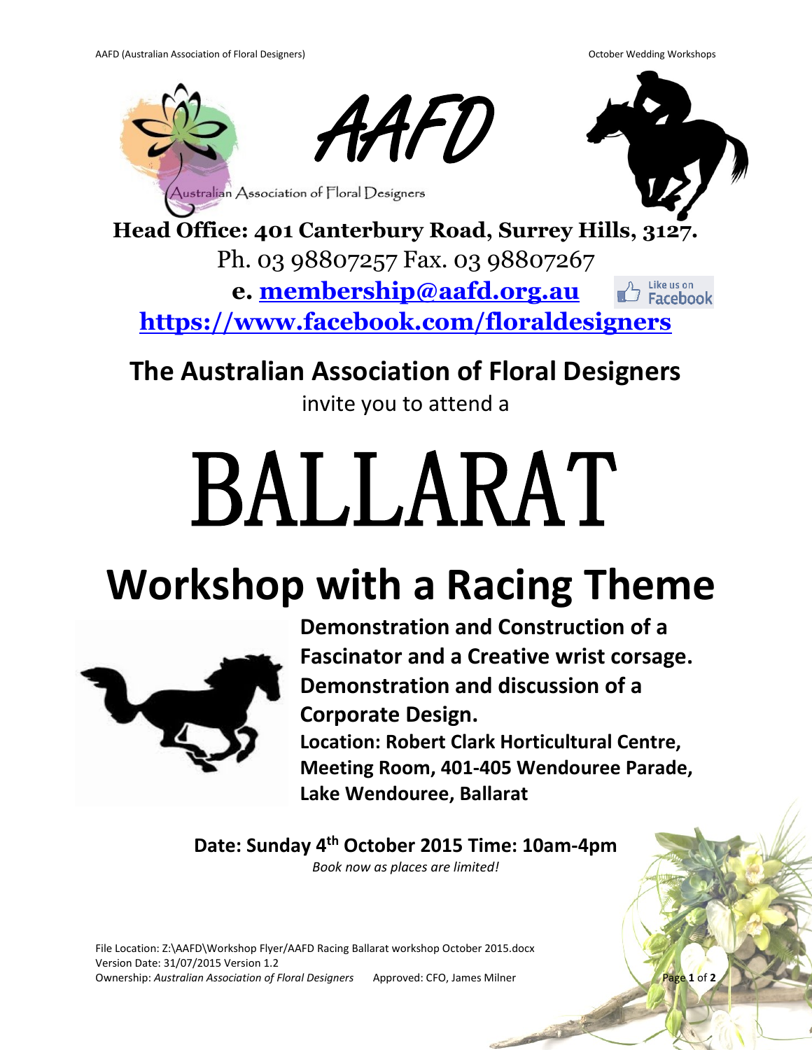AAFD

Australian Association of Floral Designers

**Head Office: 401 Canterbury Road, Surrey Hills, 3127.**

Ph. 03 98807257 Fax. 03 98807267

**e. membership@aafd.org.au**

Like us on Facebook

**https://www.facebook.com/floraldesigners**

## The Australian Association of Floral Designers

invite you to attend a

# BALLARAT

# Workshop with a Racing Theme

**Demonstration and Construction of a Fascinator and a Creative wrist corsage.**
**Demonstration and discussion of a Corporate Design.**
**Location: Robert Clark Horticultural Centre, Meeting Room, 401-405 Wendouree Parade, Lake Wendouree, Ballarat**

**Date: Sunday 4th October 2015 Time: 10am-4pm**

*Book now as places are limited!*

File Location: Z:\AAFD\Workshop Flyer/AAFD Racing Ballarat workshop October 2015.docx
Version Date: 31/07/2015 Version 1.2
Ownership: *Australian Association of Floral Designers* Approved: CFO, James Milner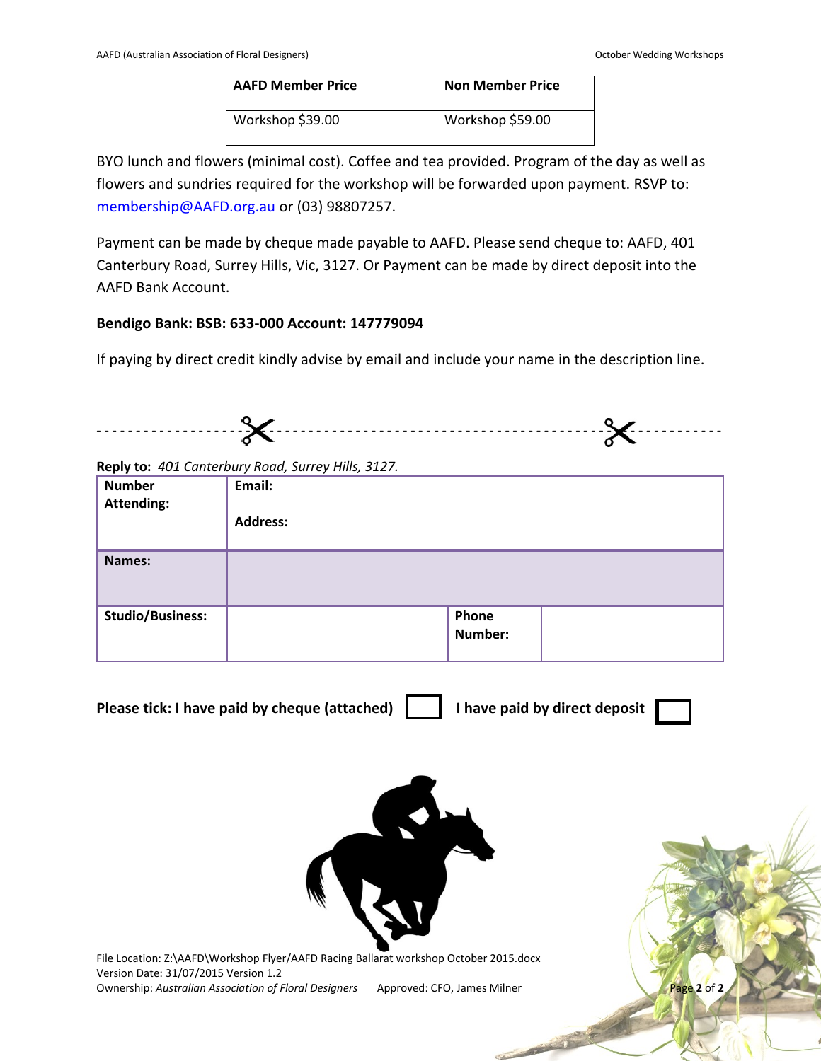| AAFD Member Price | Non Member Price |
|---|---|
| Workshop $39.00 | Workshop $59.00 |

BYO lunch and flowers (minimal cost). Coffee and tea provided. Program of the day as well as flowers and sundries required for the workshop will be forwarded upon payment. RSVP to: membership@AAFD.org.au or (03) 98807257.

Payment can be made by cheque made payable to AAFD. Please send cheque to: AAFD, 401 Canterbury Road, Surrey Hills, Vic, 3127. Or Payment can be made by direct deposit into the AAFD Bank Account.

**Bendigo Bank: BSB: 633-000 Account: 147779094**

If paying by direct credit kindly advise by email and include your name in the description line.

---

**Reply to:** *401 Canterbury Road, Surrey Hills, 3127.*

| | | | |
|---|---|---|---|
| **Number Attending:** | **Email:**<br><br>**Address:** | | |
| **Names:** | | | |
| **Studio/Business:** | | **Phone Number:** | |

**Please tick: I have paid by cheque (attached)** ☐ **I have paid by direct deposit** ☐

File Location: Z:\AAFD\Workshop Flyer/AAFD Racing Ballarat workshop October 2015.docx
Version Date: 31/07/2015 Version 1.2
Ownership: *Australian Association of Floral Designers* Approved: CFO, James Milner